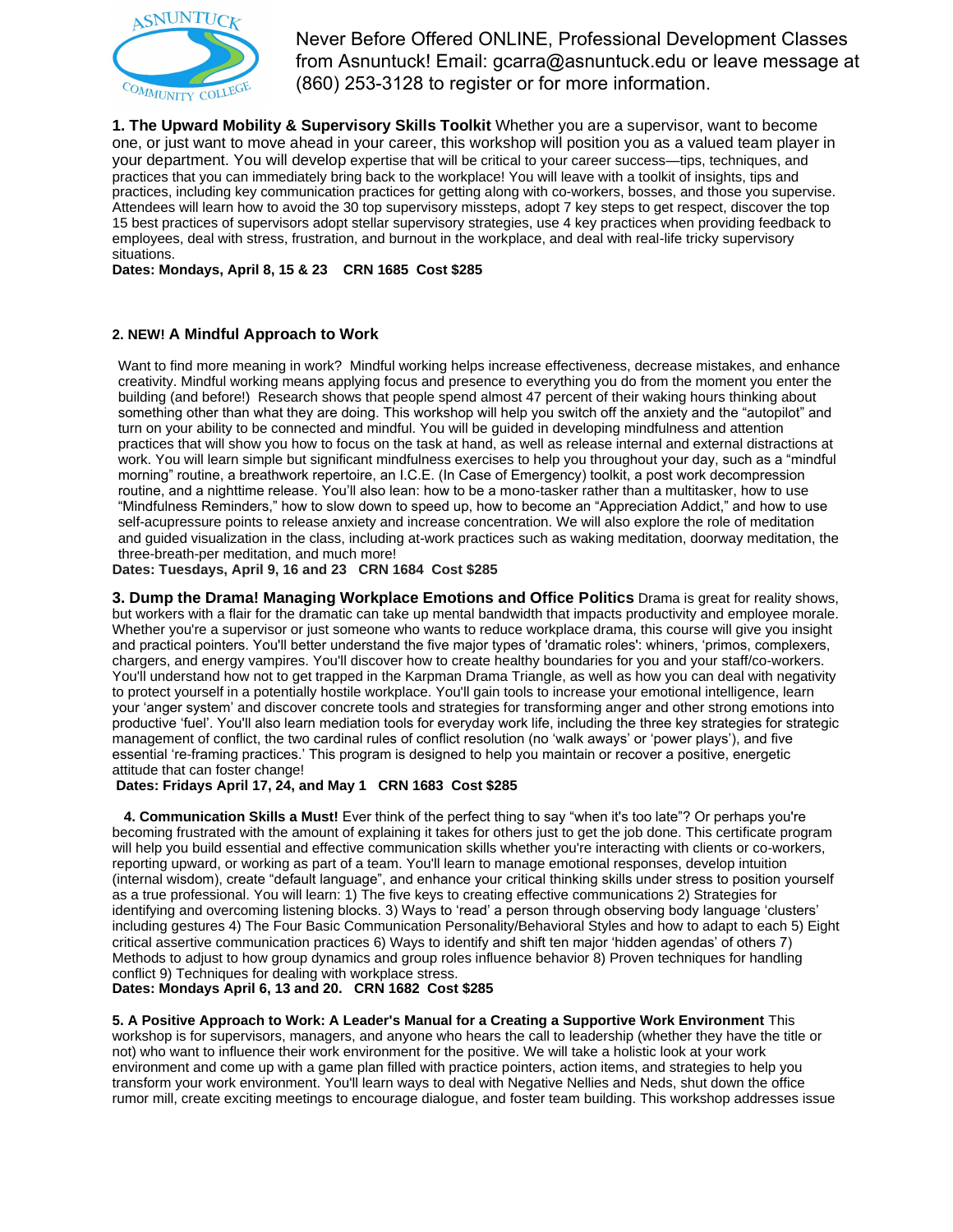Never Before Offered ONLINE, Professional Development Classes from Asnuntuck! Email: gcarra@asnuntuck.edu or leave message at (860) 253-3128 to register or for more information.

**1. The Upward Mobility & Supervisory Skills Toolkit** Whether you are a supervisor, want to become one, or just want to move ahead in your career, this workshop will position you as a valued team player in your department. You will develop expertise that will be critical to your career success—tips, techniques, and practices that you can immediately bring back to the workplace! You will leave with a toolkit of insights, tips and practices, including key communication practices for getting along with co-workers, bosses, and those you supervise. Attendees will learn how to avoid the 30 top supervisory missteps, adopt 7 key steps to get respect, discover the top 15 best practices of supervisors adopt stellar supervisory strategies, use 4 key practices when providing feedback to employees, deal with stress, frustration, and burnout in the workplace, and deal with real-life tricky supervisory situations.

**Dates: Mondays, April 8, 15 & 23 CRN 1685 Cost $285**

**2. NEW! A Mindful Approach to Work**

Want to find more meaning in work? Mindful working helps increase effectiveness, decrease mistakes, and enhance creativity. Mindful working means applying focus and presence to everything you do from the moment you enter the building (and before!) Research shows that people spend almost 47 percent of their waking hours thinking about something other than what they are doing. This workshop will help you switch off the anxiety and the "autopilot" and turn on your ability to be connected and mindful. You will be guided in developing mindfulness and attention practices that will show you how to focus on the task at hand, as well as release internal and external distractions at work. You will learn simple but significant mindfulness exercises to help you throughout your day, such as a "mindful morning" routine, a breathwork repertoire, an I.C.E. (In Case of Emergency) toolkit, a post work decompression routine, and a nighttime release. You'll also lean: how to be a mono-tasker rather than a multitasker, how to use "Mindfulness Reminders," how to slow down to speed up, how to become an "Appreciation Addict," and how to use self-acupressure points to release anxiety and increase concentration. We will also explore the role of meditation and guided visualization in the class, including at-work practices such as waking meditation, doorway meditation, the three-breath-per meditation, and much more!

**Dates: Tuesdays, April 9, 16 and 23 CRN 1684 Cost $285**

**3. Dump the Drama! Managing Workplace Emotions and Office Politics** Drama is great for reality shows, but workers with a flair for the dramatic can take up mental bandwidth that impacts productivity and employee morale. Whether you're a supervisor or just someone who wants to reduce workplace drama, this course will give you insight and practical pointers. You'll better understand the five major types of 'dramatic roles': whiners, 'primos, complexers, chargers, and energy vampires. You'll discover how to create healthy boundaries for you and your staff/co-workers. You'll understand how not to get trapped in the Karpman Drama Triangle, as well as how you can deal with negativity to protect yourself in a potentially hostile workplace. You'll gain tools to increase your emotional intelligence, learn your 'anger system' and discover concrete tools and strategies for transforming anger and other strong emotions into productive 'fuel'. You'll also learn mediation tools for everyday work life, including the three key strategies for strategic management of conflict, the two cardinal rules of conflict resolution (no 'walk aways' or 'power plays'), and five essential 're-framing practices.' This program is designed to help you maintain or recover a positive, energetic attitude that can foster change!

**Dates: Fridays April 17, 24, and May 1 CRN 1683 Cost $285**

**4. Communication Skills a Must!** Ever think of the perfect thing to say "when it's too late"? Or perhaps you're becoming frustrated with the amount of explaining it takes for others just to get the job done. This certificate program will help you build essential and effective communication skills whether you're interacting with clients or co-workers, reporting upward, or working as part of a team. You'll learn to manage emotional responses, develop intuition (internal wisdom), create "default language", and enhance your critical thinking skills under stress to position yourself as a true professional. You will learn: 1) The five keys to creating effective communications 2) Strategies for identifying and overcoming listening blocks. 3) Ways to 'read' a person through observing body language 'clusters' including gestures 4) The Four Basic Communication Personality/Behavioral Styles and how to adapt to each 5) Eight critical assertive communication practices 6) Ways to identify and shift ten major 'hidden agendas' of others 7) Methods to adjust to how group dynamics and group roles influence behavior 8) Proven techniques for handling conflict 9) Techniques for dealing with workplace stress.

**Dates: Mondays April 6, 13 and 20. CRN 1682 Cost $285**

**5. A Positive Approach to Work: A Leader's Manual for a Creating a Supportive Work Environment** This workshop is for supervisors, managers, and anyone who hears the call to leadership (whether they have the title or not) who want to influence their work environment for the positive. We will take a holistic look at your work environment and come up with a game plan filled with practice pointers, action items, and strategies to help you transform your work environment. You'll learn ways to deal with Negative Nellies and Neds, shut down the office rumor mill, create exciting meetings to encourage dialogue, and foster team building. This workshop addresses issue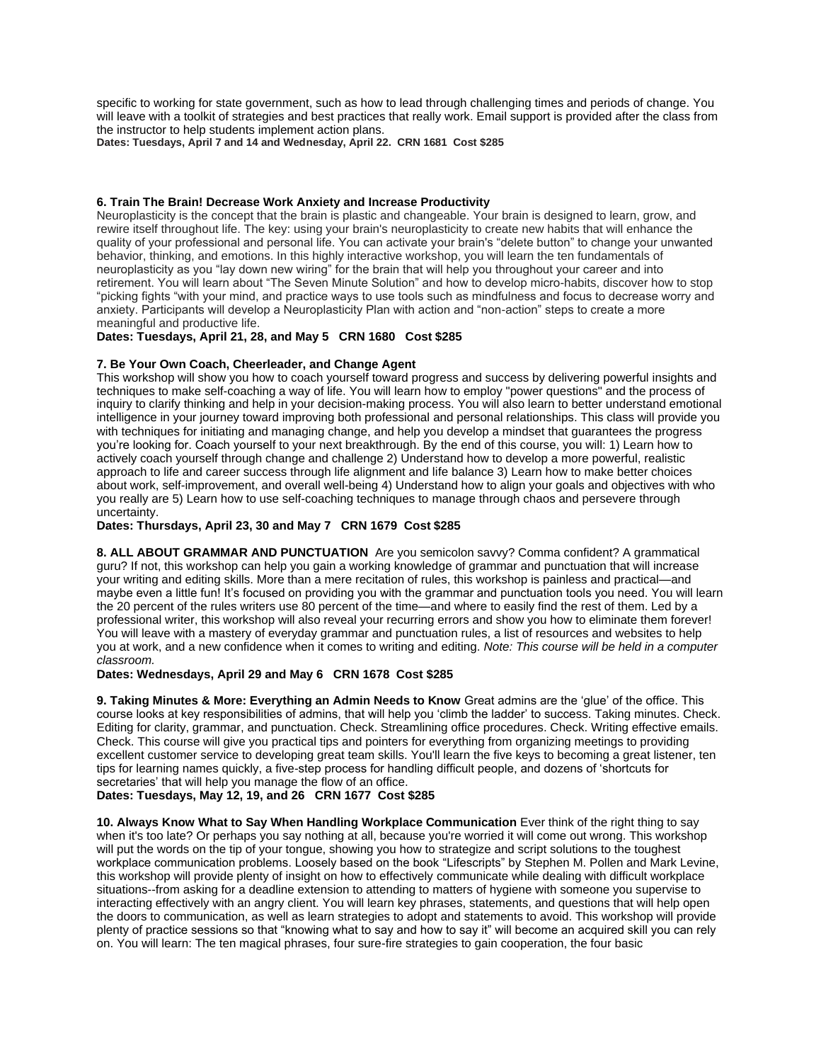specific to working for state government, such as how to lead through challenging times and periods of change. You will leave with a toolkit of strategies and best practices that really work. Email support is provided after the class from the instructor to help students implement action plans.
**Dates: Tuesdays, April 7 and 14 and Wednesday, April 22. CRN 1681 Cost $285**

**6. Train The Brain! Decrease Work Anxiety and Increase Productivity**
Neuroplasticity is the concept that the brain is plastic and changeable. Your brain is designed to learn, grow, and rewire itself throughout life. The key: using your brain's neuroplasticity to create new habits that will enhance the quality of your professional and personal life. You can activate your brain's "delete button" to change your unwanted behavior, thinking, and emotions. In this highly interactive workshop, you will learn the ten fundamentals of neuroplasticity as you "lay down new wiring" for the brain that will help you throughout your career and into retirement. You will learn about "The Seven Minute Solution" and how to develop micro-habits, discover how to stop "picking fights "with your mind, and practice ways to use tools such as mindfulness and focus to decrease worry and anxiety. Participants will develop a Neuroplasticity Plan with action and "non-action" steps to create a more meaningful and productive life.
**Dates: Tuesdays, April 21, 28, and May 5 CRN 1680 Cost $285**

**7. Be Your Own Coach, Cheerleader, and Change Agent**
This workshop will show you how to coach yourself toward progress and success by delivering powerful insights and techniques to make self-coaching a way of life. You will learn how to employ "power questions" and the process of inquiry to clarify thinking and help in your decision-making process. You will also learn to better understand emotional intelligence in your journey toward improving both professional and personal relationships. This class will provide you with techniques for initiating and managing change, and help you develop a mindset that guarantees the progress you're looking for. Coach yourself to your next breakthrough. By the end of this course, you will: 1) Learn how to actively coach yourself through change and challenge 2) Understand how to develop a more powerful, realistic approach to life and career success through life alignment and life balance 3) Learn how to make better choices about work, self-improvement, and overall well-being 4) Understand how to align your goals and objectives with who you really are 5) Learn how to use self-coaching techniques to manage through chaos and persevere through uncertainty.
**Dates: Thursdays, April 23, 30 and May 7 CRN 1679 Cost $285**

**8. ALL ABOUT GRAMMAR AND PUNCTUATION** Are you semicolon savvy? Comma confident? A grammatical guru? If not, this workshop can help you gain a working knowledge of grammar and punctuation that will increase your writing and editing skills. More than a mere recitation of rules, this workshop is painless and practical—and maybe even a little fun! It's focused on providing you with the grammar and punctuation tools you need. You will learn the 20 percent of the rules writers use 80 percent of the time—and where to easily find the rest of them. Led by a professional writer, this workshop will also reveal your recurring errors and show you how to eliminate them forever! You will leave with a mastery of everyday grammar and punctuation rules, a list of resources and websites to help you at work, and a new confidence when it comes to writing and editing. *Note: This course will be held in a computer classroom.*
**Dates: Wednesdays, April 29 and May 6 CRN 1678 Cost $285**

**9. Taking Minutes & More: Everything an Admin Needs to Know** Great admins are the 'glue' of the office. This course looks at key responsibilities of admins, that will help you 'climb the ladder' to success. Taking minutes. Check. Editing for clarity, grammar, and punctuation. Check. Streamlining office procedures. Check. Writing effective emails. Check. This course will give you practical tips and pointers for everything from organizing meetings to providing excellent customer service to developing great team skills. You'll learn the five keys to becoming a great listener, ten tips for learning names quickly, a five-step process for handling difficult people, and dozens of 'shortcuts for secretaries' that will help you manage the flow of an office.
**Dates: Tuesdays, May 12, 19, and 26 CRN 1677 Cost $285**

**10. Always Know What to Say When Handling Workplace Communication** Ever think of the right thing to say when it's too late? Or perhaps you say nothing at all, because you're worried it will come out wrong. This workshop will put the words on the tip of your tongue, showing you how to strategize and script solutions to the toughest workplace communication problems. Loosely based on the book "Lifescripts" by Stephen M. Pollen and Mark Levine, this workshop will provide plenty of insight on how to effectively communicate while dealing with difficult workplace situations--from asking for a deadline extension to attending to matters of hygiene with someone you supervise to interacting effectively with an angry client. You will learn key phrases, statements, and questions that will help open the doors to communication, as well as learn strategies to adopt and statements to avoid. This workshop will provide plenty of practice sessions so that "knowing what to say and how to say it" will become an acquired skill you can rely on. You will learn: The ten magical phrases, four sure-fire strategies to gain cooperation, the four basic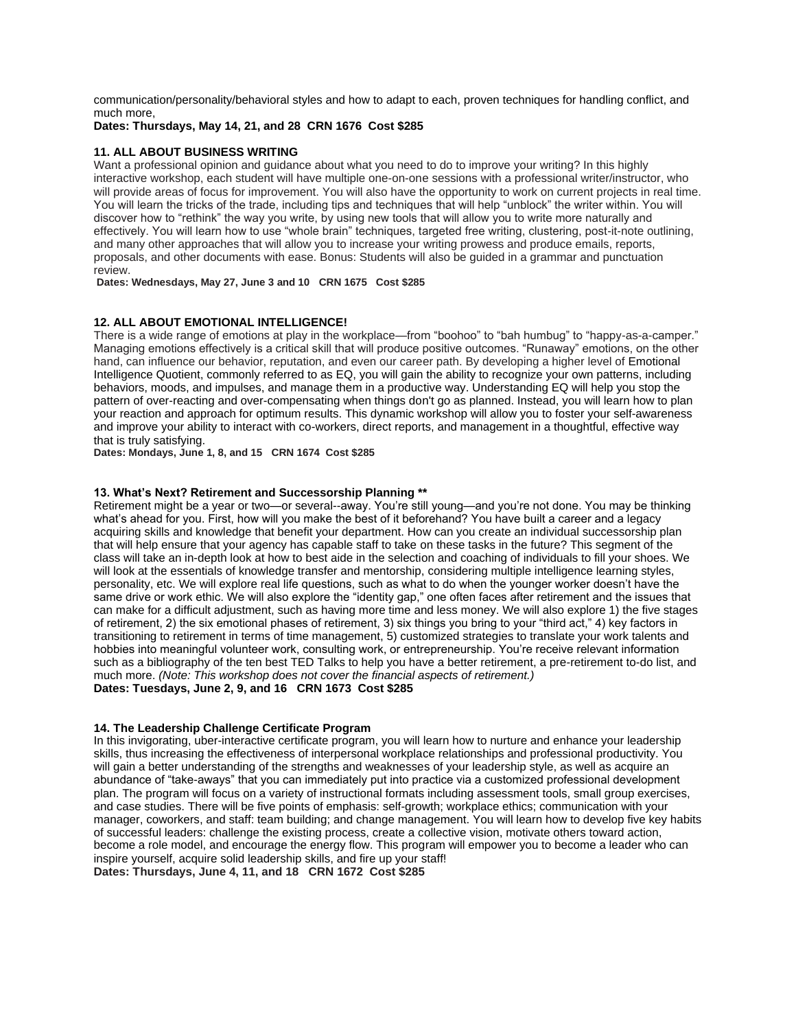communication/personality/behavioral styles and how to adapt to each, proven techniques for handling conflict, and much more,

**Dates: Thursdays, May 14, 21, and 28 CRN 1676 Cost $285**

### 11. ALL ABOUT BUSINESS WRITING

Want a professional opinion and guidance about what you need to do to improve your writing? In this highly interactive workshop, each student will have multiple one-on-one sessions with a professional writer/instructor, who will provide areas of focus for improvement. You will also have the opportunity to work on current projects in real time. You will learn the tricks of the trade, including tips and techniques that will help "unblock" the writer within. You will discover how to "rethink" the way you write, by using new tools that will allow you to write more naturally and effectively. You will learn how to use "whole brain" techniques, targeted free writing, clustering, post-it-note outlining, and many other approaches that will allow you to increase your writing prowess and produce emails, reports, proposals, and other documents with ease. Bonus: Students will also be guided in a grammar and punctuation review.

**Dates: Wednesdays, May 27, June 3 and 10 CRN 1675 Cost $285**

### 12. ALL ABOUT EMOTIONAL INTELLIGENCE!

There is a wide range of emotions at play in the workplace—from "boohoo" to "bah humbug" to "happy-as-a-camper." Managing emotions effectively is a critical skill that will produce positive outcomes. "Runaway" emotions, on the other hand, can influence our behavior, reputation, and even our career path. By developing a higher level of Emotional Intelligence Quotient, commonly referred to as EQ, you will gain the ability to recognize your own patterns, including behaviors, moods, and impulses, and manage them in a productive way. Understanding EQ will help you stop the pattern of over-reacting and over-compensating when things don't go as planned. Instead, you will learn how to plan your reaction and approach for optimum results. This dynamic workshop will allow you to foster your self-awareness and improve your ability to interact with co-workers, direct reports, and management in a thoughtful, effective way that is truly satisfying.

**Dates: Mondays, June 1, 8, and 15 CRN 1674 Cost $285**

### 13. What's Next? Retirement and Successorship Planning **

Retirement might be a year or two—or several--away. You're still young—and you're not done. You may be thinking what's ahead for you. First, how will you make the best of it beforehand? You have built a career and a legacy acquiring skills and knowledge that benefit your department. How can you create an individual successorship plan that will help ensure that your agency has capable staff to take on these tasks in the future? This segment of the class will take an in-depth look at how to best aide in the selection and coaching of individuals to fill your shoes. We will look at the essentials of knowledge transfer and mentorship, considering multiple intelligence learning styles, personality, etc. We will explore real life questions, such as what to do when the younger worker doesn't have the same drive or work ethic. We will also explore the "identity gap," one often faces after retirement and the issues that can make for a difficult adjustment, such as having more time and less money. We will also explore 1) the five stages of retirement, 2) the six emotional phases of retirement, 3) six things you bring to your "third act," 4) key factors in transitioning to retirement in terms of time management, 5) customized strategies to translate your work talents and hobbies into meaningful volunteer work, consulting work, or entrepreneurship. You're receive relevant information such as a bibliography of the ten best TED Talks to help you have a better retirement, a pre-retirement to-do list, and much more. *(Note: This workshop does not cover the financial aspects of retirement.)*

**Dates: Tuesdays, June 2, 9, and 16 CRN 1673 Cost $285**

### 14. The Leadership Challenge Certificate Program

In this invigorating, uber-interactive certificate program, you will learn how to nurture and enhance your leadership skills, thus increasing the effectiveness of interpersonal workplace relationships and professional productivity. You will gain a better understanding of the strengths and weaknesses of your leadership style, as well as acquire an abundance of "take-aways" that you can immediately put into practice via a customized professional development plan. The program will focus on a variety of instructional formats including assessment tools, small group exercises, and case studies. There will be five points of emphasis: self-growth; workplace ethics; communication with your manager, coworkers, and staff: team building; and change management. You will learn how to develop five key habits of successful leaders: challenge the existing process, create a collective vision, motivate others toward action, become a role model, and encourage the energy flow. This program will empower you to become a leader who can inspire yourself, acquire solid leadership skills, and fire up your staff!

**Dates: Thursdays, June 4, 11, and 18 CRN 1672 Cost $285**